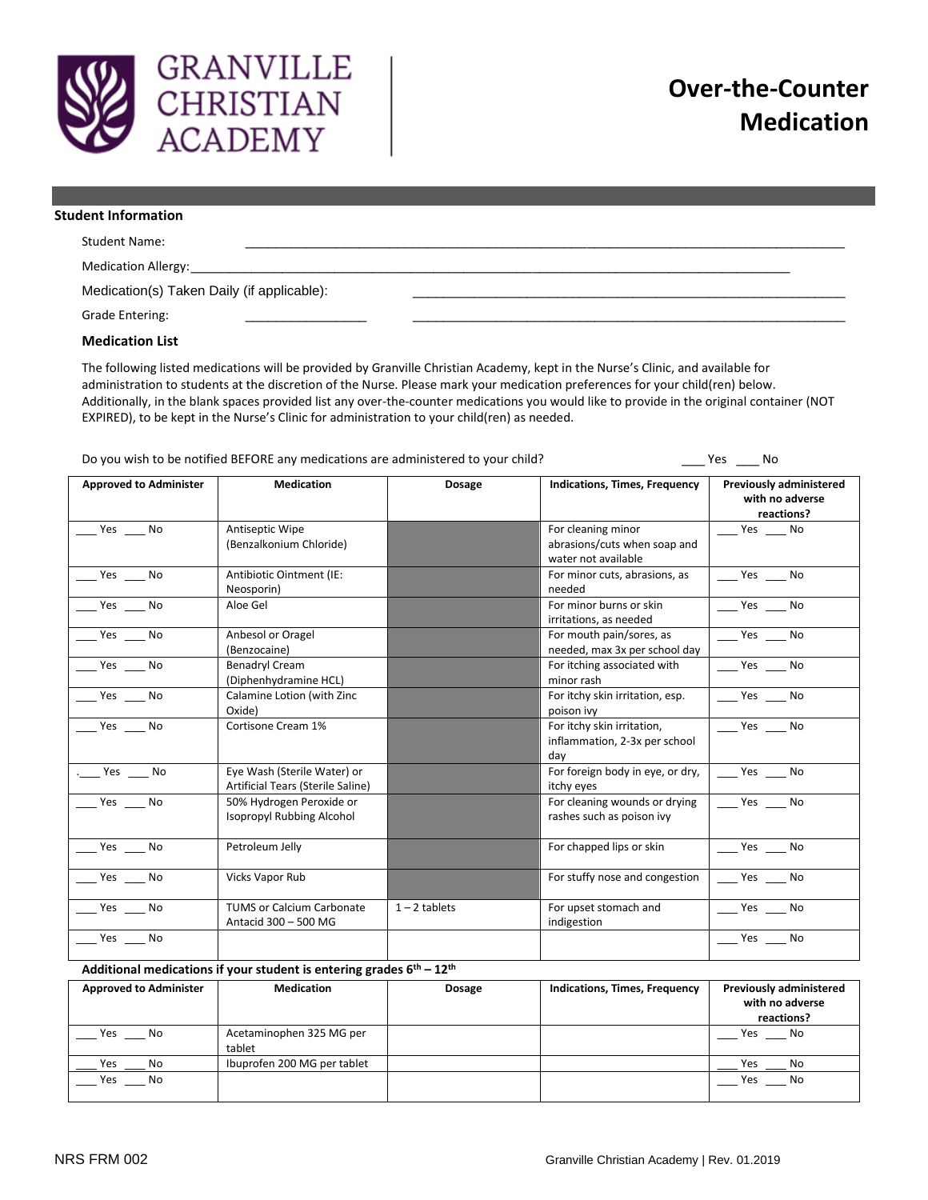# GRANVILLE CHRISTIAN ACADEMY

# Over-the-Counter Medication

### Student Information

Student Name: ____________________________________________________________________________

Medication Allergy: ____________________________________________________________________________

Medication(s) Taken Daily (if applicable): ____________________________________________________________

Grade Entering: _________________ ____________________________________________________________

### Medication List

The following listed medications will be provided by Granville Christian Academy, kept in the Nurse's Clinic, and available for administration to students at the discretion of the Nurse. Please mark your medication preferences for your child(ren) below. Additionally, in the blank spaces provided list any over-the-counter medications you would like to provide in the original container (NOT EXPIRED), to be kept in the Nurse's Clinic for administration to your child(ren) as needed.

Do you wish to be notified BEFORE any medications are administered to your child? ____ Yes ____ No

| Approved to Administer | Medication | Dosage | Indications, Times, Frequency | Previously administered with no adverse reactions? |
|---|---|---|---|---|
| ____ Yes ____ No | Antiseptic Wipe (Benzalkonium Chloride) | | For cleaning minor abrasions/cuts when soap and water not available | ____ Yes ____ No |
| ____ Yes ____ No | Antibiotic Ointment (IE: Neosporin) | | For minor cuts, abrasions, as needed | ____ Yes ____ No |
| ____ Yes ____ No | Aloe Gel | | For minor burns or skin irritations, as needed | ____ Yes ____ No |
| ____ Yes ____ No | Anbesol or Oragel (Benzocaine) | | For mouth pain/sores, as needed, max 3x per school day | ____ Yes ____ No |
| ____ Yes ____ No | Benadryl Cream (Diphenhydramine HCL) | | For itching associated with minor rash | ____ Yes ____ No |
| ____ Yes ____ No | Calamine Lotion (with Zinc Oxide) | | For itchy skin irritation, esp. poison ivy | ____ Yes ____ No |
| ____ Yes ____ No | Cortisone Cream 1% | | For itchy skin irritation, inflammation, 2-3x per school day | ____ Yes ____ No |
| .____ Yes ____ No | Eye Wash (Sterile Water) or Artificial Tears (Sterile Saline) | | For foreign body in eye, or dry, itchy eyes | ____ Yes ____ No |
| ____ Yes ____ No | 50% Hydrogen Peroxide or Isopropyl Rubbing Alcohol | | For cleaning wounds or drying rashes such as poison ivy | ____ Yes ____ No |
| ____ Yes ____ No | Petroleum Jelly | | For chapped lips or skin | ____ Yes ____ No |
| ____ Yes ____ No | Vicks Vapor Rub | | For stuffy nose and congestion | ____ Yes ____ No |
| ____ Yes ____ No | TUMS or Calcium Carbonate Antacid 300 – 500 MG | 1 – 2 tablets | For upset stomach and indigestion | ____ Yes ____ No |
| ____ Yes ____ No | | | | ____ Yes ____ No |

**Additional medications if your student is entering grades 6th – 12th**

| Approved to Administer | Medication | Dosage | Indications, Times, Frequency | Previously administered with no adverse reactions? |
|---|---|---|---|---|
| ____ Yes ____ No | Acetaminophen 325 MG per tablet | | | ____ Yes ____ No |
| ____ Yes ____ No | Ibuprofen 200 MG per tablet | | | ____ Yes ____ No |
| ____ Yes ____ No | | | | ____ Yes ____ No |

NRS FRM 002

Granville Christian Academy | Rev. 01.2019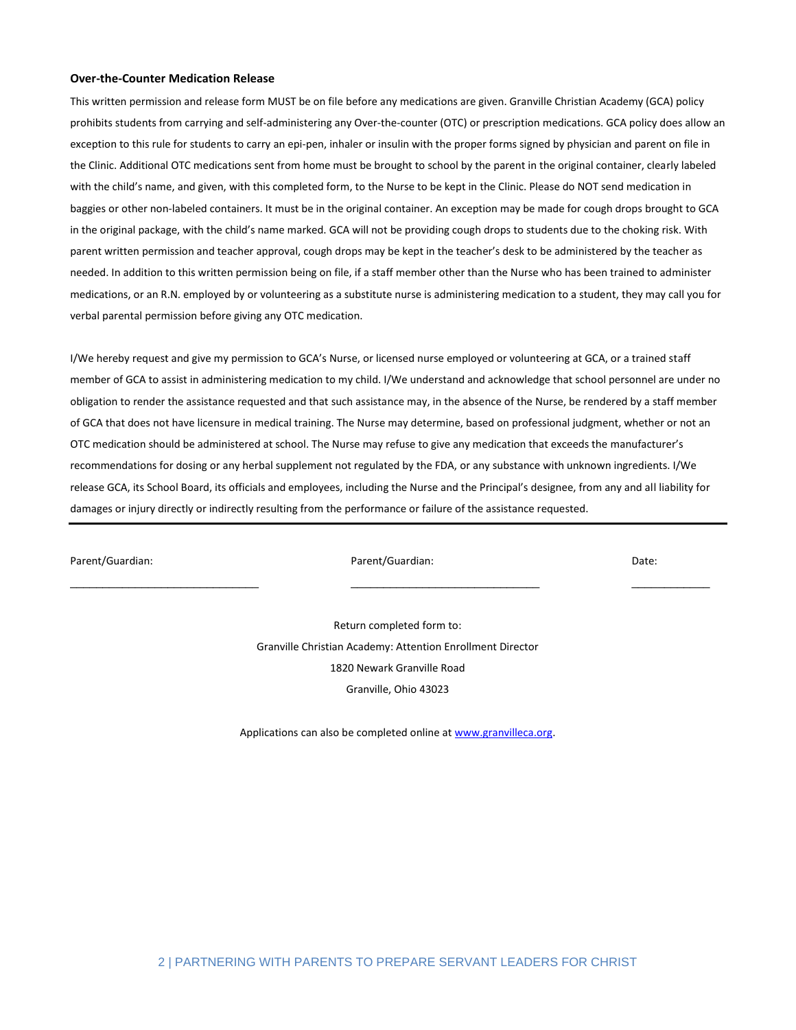**Over-the-Counter Medication Release**

This written permission and release form MUST be on file before any medications are given. Granville Christian Academy (GCA) policy prohibits students from carrying and self-administering any Over-the-counter (OTC) or prescription medications. GCA policy does allow an exception to this rule for students to carry an epi-pen, inhaler or insulin with the proper forms signed by physician and parent on file in the Clinic. Additional OTC medications sent from home must be brought to school by the parent in the original container, clearly labeled with the child's name, and given, with this completed form, to the Nurse to be kept in the Clinic. Please do NOT send medication in baggies or other non-labeled containers. It must be in the original container. An exception may be made for cough drops brought to GCA in the original package, with the child's name marked. GCA will not be providing cough drops to students due to the choking risk. With parent written permission and teacher approval, cough drops may be kept in the teacher's desk to be administered by the teacher as needed. In addition to this written permission being on file, if a staff member other than the Nurse who has been trained to administer medications, or an R.N. employed by or volunteering as a substitute nurse is administering medication to a student, they may call you for verbal parental permission before giving any OTC medication.

I/We hereby request and give my permission to GCA's Nurse, or licensed nurse employed or volunteering at GCA, or a trained staff member of GCA to assist in administering medication to my child. I/We understand and acknowledge that school personnel are under no obligation to render the assistance requested and that such assistance may, in the absence of the Nurse, be rendered by a staff member of GCA that does not have licensure in medical training. The Nurse may determine, based on professional judgment, whether or not an OTC medication should be administered at school. The Nurse may refuse to give any medication that exceeds the manufacturer's recommendations for dosing or any herbal supplement not regulated by the FDA, or any substance with unknown ingredients. I/We release GCA, its School Board, its officials and employees, including the Nurse and the Principal's designee, from any and all liability for damages or injury directly or indirectly resulting from the performance or failure of the assistance requested.

---

Parent/Guardian: ________________________________ Parent/Guardian: ________________________________ Date: _____________

Return completed form to:

Granville Christian Academy: Attention Enrollment Director

1820 Newark Granville Road

Granville, Ohio 43023

Applications can also be completed online at www.granvilleca.org.